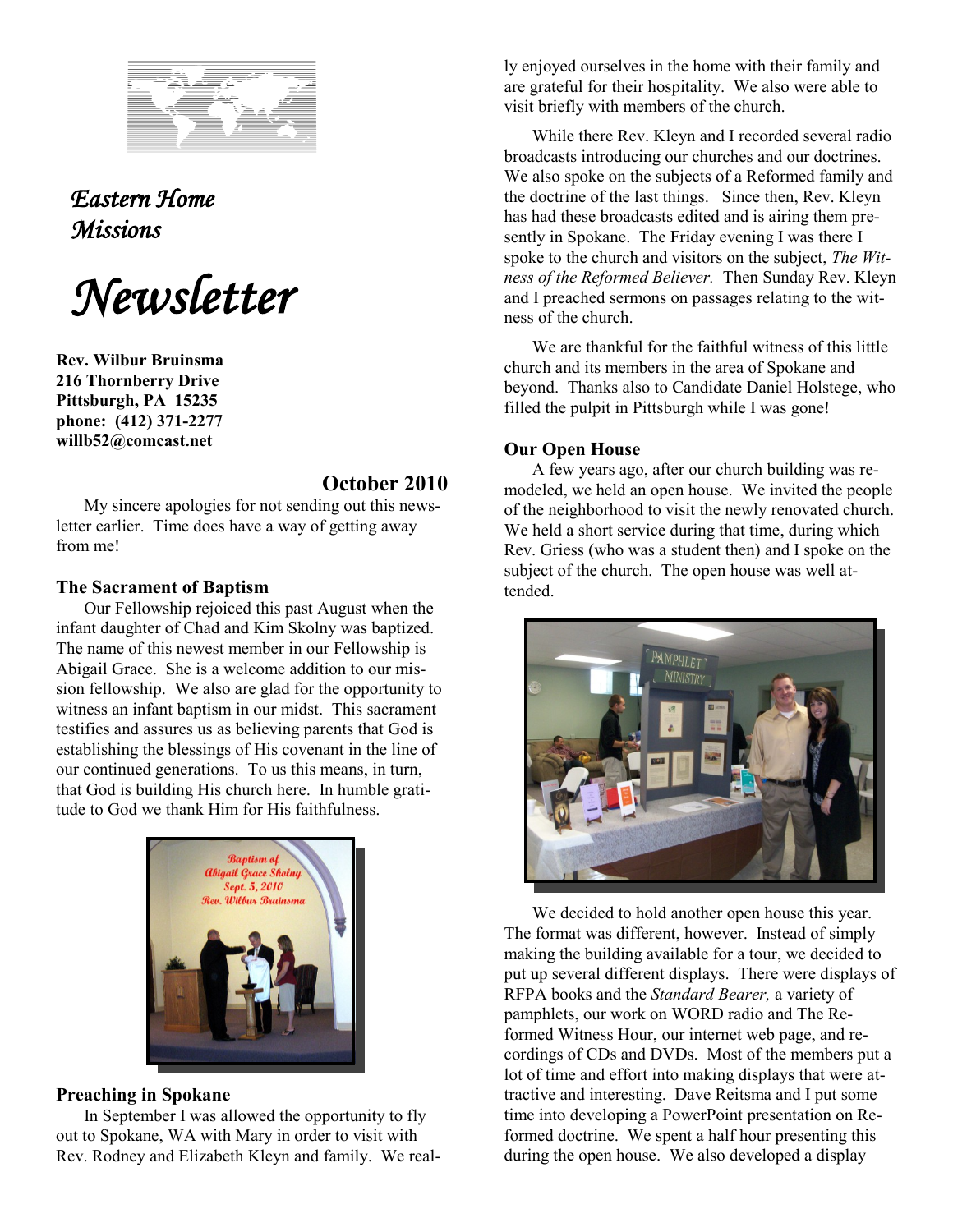# Eastern Home Missions

# Newsletter

**Rev. Wilbur Bruinsma**
**216 Thornberry Drive**
**Pittsburgh, PA 15235**
**phone: (412) 371-2277**
**willb52@comcast.net**

## October 2010

My sincere apologies for not sending out this newsletter earlier. Time does have a way of getting away from me!

### The Sacrament of Baptism

Our Fellowship rejoiced this past August when the infant daughter of Chad and Kim Skolny was baptized. The name of this newest member in our Fellowship is Abigail Grace. She is a welcome addition to our mission fellowship. We also are glad for the opportunity to witness an infant baptism in our midst. This sacrament testifies and assures us as believing parents that God is establishing the blessings of His covenant in the line of our continued generations. To us this means, in turn, that God is building His church here. In humble gratitude to God we thank Him for His faithfulness.

### Preaching in Spokane

In September I was allowed the opportunity to fly out to Spokane, WA with Mary in order to visit with Rev. Rodney and Elizabeth Kleyn and family. We really enjoyed ourselves in the home with their family and are grateful for their hospitality. We also were able to visit briefly with members of the church.

While there Rev. Kleyn and I recorded several radio broadcasts introducing our churches and our doctrines. We also spoke on the subjects of a Reformed family and the doctrine of the last things. Since then, Rev. Kleyn has had these broadcasts edited and is airing them presently in Spokane. The Friday evening I was there I spoke to the church and visitors on the subject, *The Witness of the Reformed Believer.* Then Sunday Rev. Kleyn and I preached sermons on passages relating to the witness of the church.

We are thankful for the faithful witness of this little church and its members in the area of Spokane and beyond. Thanks also to Candidate Daniel Holstege, who filled the pulpit in Pittsburgh while I was gone!

### Our Open House

A few years ago, after our church building was remodeled, we held an open house. We invited the people of the neighborhood to visit the newly renovated church. We held a short service during that time, during which Rev. Griess (who was a student then) and I spoke on the subject of the church. The open house was well attended.

We decided to hold another open house this year. The format was different, however. Instead of simply making the building available for a tour, we decided to put up several different displays. There were displays of RFPA books and the *Standard Bearer,* a variety of pamphlets, our work on WORD radio and The Reformed Witness Hour, our internet web page, and recordings of CDs and DVDs. Most of the members put a lot of time and effort into making displays that were attractive and interesting. Dave Reitsma and I put some time into developing a PowerPoint presentation on Reformed doctrine. We spent a half hour presenting this during the open house. We also developed a display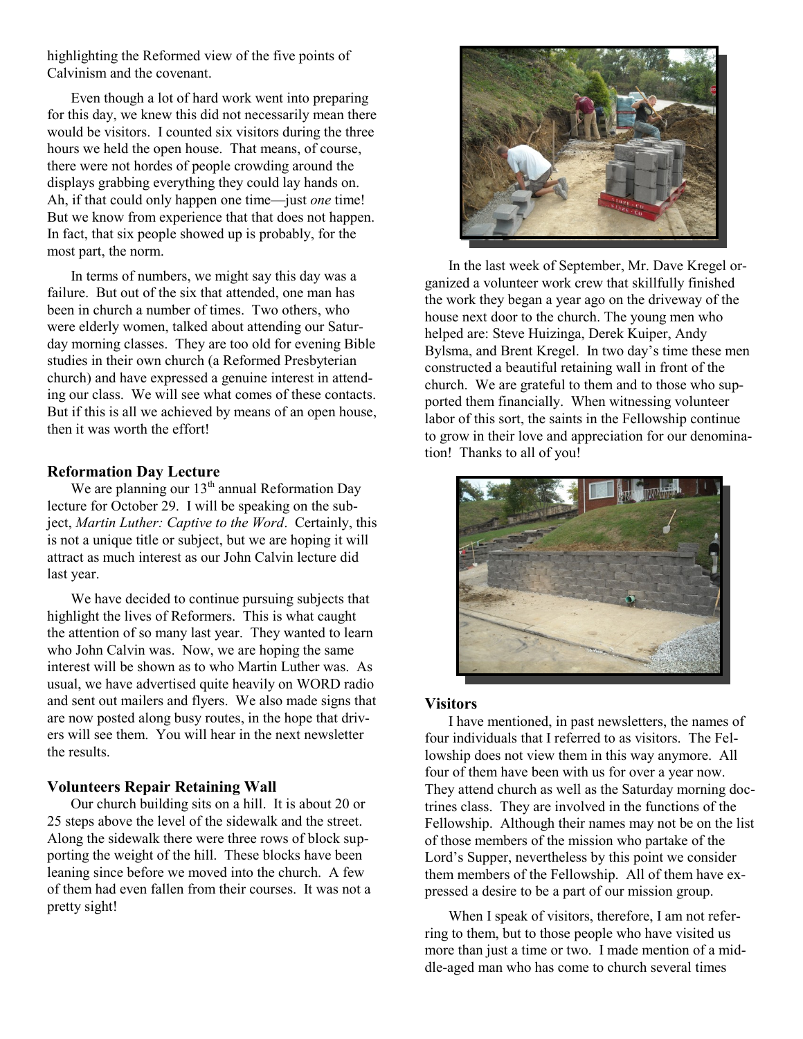highlighting the Reformed view of the five points of Calvinism and the covenant.

Even though a lot of hard work went into preparing for this day, we knew this did not necessarily mean there would be visitors. I counted six visitors during the three hours we held the open house. That means, of course, there were not hordes of people crowding around the displays grabbing everything they could lay hands on. Ah, if that could only happen one time—just *one* time! But we know from experience that that does not happen. In fact, that six people showed up is probably, for the most part, the norm.

In terms of numbers, we might say this day was a failure. But out of the six that attended, one man has been in church a number of times. Two others, who were elderly women, talked about attending our Saturday morning classes. They are too old for evening Bible studies in their own church (a Reformed Presbyterian church) and have expressed a genuine interest in attending our class. We will see what comes of these contacts. But if this is all we achieved by means of an open house, then it was worth the effort!

### Reformation Day Lecture

We are planning our 13th annual Reformation Day lecture for October 29. I will be speaking on the subject, *Martin Luther: Captive to the Word*. Certainly, this is not a unique title or subject, but we are hoping it will attract as much interest as our John Calvin lecture did last year.

We have decided to continue pursuing subjects that highlight the lives of Reformers. This is what caught the attention of so many last year. They wanted to learn who John Calvin was. Now, we are hoping the same interest will be shown as to who Martin Luther was. As usual, we have advertised quite heavily on WORD radio and sent out mailers and flyers. We also made signs that are now posted along busy routes, in the hope that drivers will see them. You will hear in the next newsletter the results.

### Volunteers Repair Retaining Wall

Our church building sits on a hill. It is about 20 or 25 steps above the level of the sidewalk and the street. Along the sidewalk there were three rows of block supporting the weight of the hill. These blocks have been leaning since before we moved into the church. A few of them had even fallen from their courses. It was not a pretty sight!

In the last week of September, Mr. Dave Kregel organized a volunteer work crew that skillfully finished the work they began a year ago on the driveway of the house next door to the church. The young men who helped are: Steve Huizinga, Derek Kuiper, Andy Bylsma, and Brent Kregel. In two day's time these men constructed a beautiful retaining wall in front of the church. We are grateful to them and to those who supported them financially. When witnessing volunteer labor of this sort, the saints in the Fellowship continue to grow in their love and appreciation for our denomination! Thanks to all of you!

### Visitors

I have mentioned, in past newsletters, the names of four individuals that I referred to as visitors. The Fellowship does not view them in this way anymore. All four of them have been with us for over a year now. They attend church as well as the Saturday morning doctrines class. They are involved in the functions of the Fellowship. Although their names may not be on the list of those members of the mission who partake of the Lord's Supper, nevertheless by this point we consider them members of the Fellowship. All of them have expressed a desire to be a part of our mission group.

When I speak of visitors, therefore, I am not referring to them, but to those people who have visited us more than just a time or two. I made mention of a middle-aged man who has come to church several times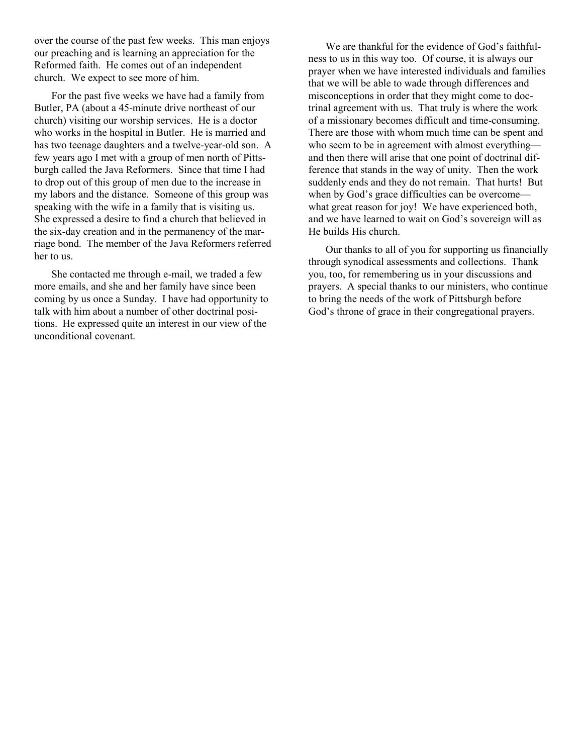over the course of the past few weeks. This man enjoys our preaching and is learning an appreciation for the Reformed faith. He comes out of an independent church. We expect to see more of him.

For the past five weeks we have had a family from Butler, PA (about a 45-minute drive northeast of our church) visiting our worship services. He is a doctor who works in the hospital in Butler. He is married and has two teenage daughters and a twelve-year-old son. A few years ago I met with a group of men north of Pittsburgh called the Java Reformers. Since that time I had to drop out of this group of men due to the increase in my labors and the distance. Someone of this group was speaking with the wife in a family that is visiting us. She expressed a desire to find a church that believed in the six-day creation and in the permanency of the marriage bond. The member of the Java Reformers referred her to us.

She contacted me through e-mail, we traded a few more emails, and she and her family have since been coming by us once a Sunday. I have had opportunity to talk with him about a number of other doctrinal positions. He expressed quite an interest in our view of the unconditional covenant.

We are thankful for the evidence of God's faithfulness to us in this way too. Of course, it is always our prayer when we have interested individuals and families that we will be able to wade through differences and misconceptions in order that they might come to doctrinal agreement with us. That truly is where the work of a missionary becomes difficult and time-consuming. There are those with whom much time can be spent and who seem to be in agreement with almost everything—and then there will arise that one point of doctrinal difference that stands in the way of unity. Then the work suddenly ends and they do not remain. That hurts! But when by God's grace difficulties can be overcome—what great reason for joy! We have experienced both, and we have learned to wait on God's sovereign will as He builds His church.

Our thanks to all of you for supporting us financially through synodical assessments and collections. Thank you, too, for remembering us in your discussions and prayers. A special thanks to our ministers, who continue to bring the needs of the work of Pittsburgh before God's throne of grace in their congregational prayers.